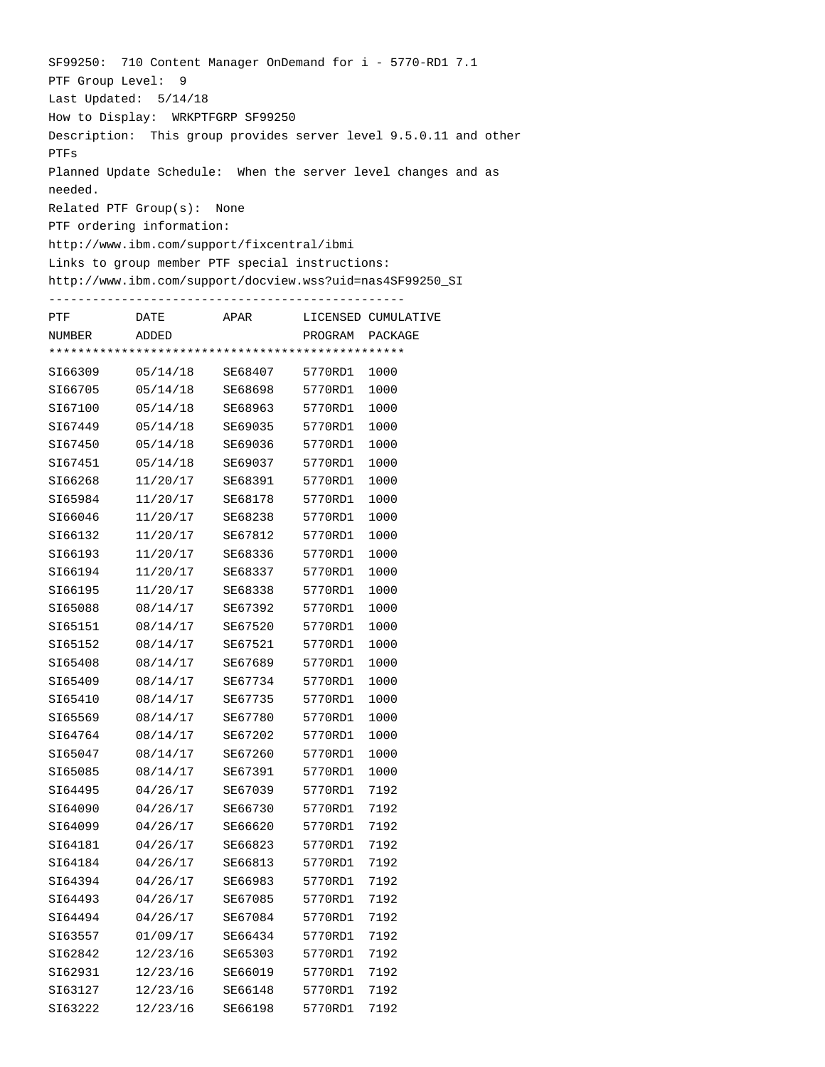SF99250: 710 Content Manager OnDemand for i - 5770-RD1 7.1
PTF Group Level: 9
Last Updated: 5/14/18
How to Display: WRKPTFGRP SF99250
Description: This group provides server level 9.5.0.11 and other PTFs
Planned Update Schedule: When the server level changes and as needed.
Related PTF Group(s): None
PTF ordering information:
http://www.ibm.com/support/fixcentral/ibmi
Links to group member PTF special instructions:
http://www.ibm.com/support/docview.wss?uid=nas4SF99250_SI

-------------------------------------------------

| PTF NUMBER | DATE ADDED | APAR | LICENSED PROGRAM | CUMULATIVE PACKAGE |
|---|---|---|---|---|
| SI66309 | 05/14/18 | SE68407 | 5770RD1 | 1000 |
| SI66705 | 05/14/18 | SE68698 | 5770RD1 | 1000 |
| SI67100 | 05/14/18 | SE68963 | 5770RD1 | 1000 |
| SI67449 | 05/14/18 | SE69035 | 5770RD1 | 1000 |
| SI67450 | 05/14/18 | SE69036 | 5770RD1 | 1000 |
| SI67451 | 05/14/18 | SE69037 | 5770RD1 | 1000 |
| SI66268 | 11/20/17 | SE68391 | 5770RD1 | 1000 |
| SI65984 | 11/20/17 | SE68178 | 5770RD1 | 1000 |
| SI66046 | 11/20/17 | SE68238 | 5770RD1 | 1000 |
| SI66132 | 11/20/17 | SE67812 | 5770RD1 | 1000 |
| SI66193 | 11/20/17 | SE68336 | 5770RD1 | 1000 |
| SI66194 | 11/20/17 | SE68337 | 5770RD1 | 1000 |
| SI66195 | 11/20/17 | SE68338 | 5770RD1 | 1000 |
| SI65088 | 08/14/17 | SE67392 | 5770RD1 | 1000 |
| SI65151 | 08/14/17 | SE67520 | 5770RD1 | 1000 |
| SI65152 | 08/14/17 | SE67521 | 5770RD1 | 1000 |
| SI65408 | 08/14/17 | SE67689 | 5770RD1 | 1000 |
| SI65409 | 08/14/17 | SE67734 | 5770RD1 | 1000 |
| SI65410 | 08/14/17 | SE67735 | 5770RD1 | 1000 |
| SI65569 | 08/14/17 | SE67780 | 5770RD1 | 1000 |
| SI64764 | 08/14/17 | SE67202 | 5770RD1 | 1000 |
| SI65047 | 08/14/17 | SE67260 | 5770RD1 | 1000 |
| SI65085 | 08/14/17 | SE67391 | 5770RD1 | 1000 |
| SI64495 | 04/26/17 | SE67039 | 5770RD1 | 7192 |
| SI64090 | 04/26/17 | SE66730 | 5770RD1 | 7192 |
| SI64099 | 04/26/17 | SE66620 | 5770RD1 | 7192 |
| SI64181 | 04/26/17 | SE66823 | 5770RD1 | 7192 |
| SI64184 | 04/26/17 | SE66813 | 5770RD1 | 7192 |
| SI64394 | 04/26/17 | SE66983 | 5770RD1 | 7192 |
| SI64493 | 04/26/17 | SE67085 | 5770RD1 | 7192 |
| SI64494 | 04/26/17 | SE67084 | 5770RD1 | 7192 |
| SI63557 | 01/09/17 | SE66434 | 5770RD1 | 7192 |
| SI62842 | 12/23/16 | SE65303 | 5770RD1 | 7192 |
| SI62931 | 12/23/16 | SE66019 | 5770RD1 | 7192 |
| SI63127 | 12/23/16 | SE66148 | 5770RD1 | 7192 |
| SI63222 | 12/23/16 | SE66198 | 5770RD1 | 7192 |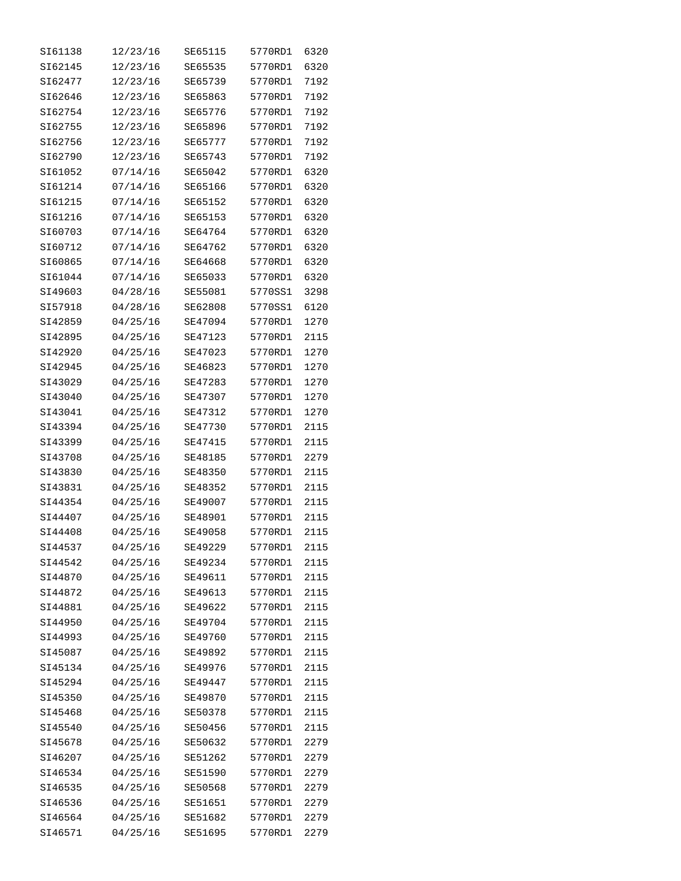| | | | | |
|---|---|---|---|---|
| SI61138 | 12/23/16 | SE65115 | 5770RD1 | 6320 |
| SI62145 | 12/23/16 | SE65535 | 5770RD1 | 6320 |
| SI62477 | 12/23/16 | SE65739 | 5770RD1 | 7192 |
| SI62646 | 12/23/16 | SE65863 | 5770RD1 | 7192 |
| SI62754 | 12/23/16 | SE65776 | 5770RD1 | 7192 |
| SI62755 | 12/23/16 | SE65896 | 5770RD1 | 7192 |
| SI62756 | 12/23/16 | SE65777 | 5770RD1 | 7192 |
| SI62790 | 12/23/16 | SE65743 | 5770RD1 | 7192 |
| SI61052 | 07/14/16 | SE65042 | 5770RD1 | 6320 |
| SI61214 | 07/14/16 | SE65166 | 5770RD1 | 6320 |
| SI61215 | 07/14/16 | SE65152 | 5770RD1 | 6320 |
| SI61216 | 07/14/16 | SE65153 | 5770RD1 | 6320 |
| SI60703 | 07/14/16 | SE64764 | 5770RD1 | 6320 |
| SI60712 | 07/14/16 | SE64762 | 5770RD1 | 6320 |
| SI60865 | 07/14/16 | SE64668 | 5770RD1 | 6320 |
| SI61044 | 07/14/16 | SE65033 | 5770RD1 | 6320 |
| SI49603 | 04/28/16 | SE55081 | 5770SS1 | 3298 |
| SI57918 | 04/28/16 | SE62808 | 5770SS1 | 6120 |
| SI42859 | 04/25/16 | SE47094 | 5770RD1 | 1270 |
| SI42895 | 04/25/16 | SE47123 | 5770RD1 | 2115 |
| SI42920 | 04/25/16 | SE47023 | 5770RD1 | 1270 |
| SI42945 | 04/25/16 | SE46823 | 5770RD1 | 1270 |
| SI43029 | 04/25/16 | SE47283 | 5770RD1 | 1270 |
| SI43040 | 04/25/16 | SE47307 | 5770RD1 | 1270 |
| SI43041 | 04/25/16 | SE47312 | 5770RD1 | 1270 |
| SI43394 | 04/25/16 | SE47730 | 5770RD1 | 2115 |
| SI43399 | 04/25/16 | SE47415 | 5770RD1 | 2115 |
| SI43708 | 04/25/16 | SE48185 | 5770RD1 | 2279 |
| SI43830 | 04/25/16 | SE48350 | 5770RD1 | 2115 |
| SI43831 | 04/25/16 | SE48352 | 5770RD1 | 2115 |
| SI44354 | 04/25/16 | SE49007 | 5770RD1 | 2115 |
| SI44407 | 04/25/16 | SE48901 | 5770RD1 | 2115 |
| SI44408 | 04/25/16 | SE49058 | 5770RD1 | 2115 |
| SI44537 | 04/25/16 | SE49229 | 5770RD1 | 2115 |
| SI44542 | 04/25/16 | SE49234 | 5770RD1 | 2115 |
| SI44870 | 04/25/16 | SE49611 | 5770RD1 | 2115 |
| SI44872 | 04/25/16 | SE49613 | 5770RD1 | 2115 |
| SI44881 | 04/25/16 | SE49622 | 5770RD1 | 2115 |
| SI44950 | 04/25/16 | SE49704 | 5770RD1 | 2115 |
| SI44993 | 04/25/16 | SE49760 | 5770RD1 | 2115 |
| SI45087 | 04/25/16 | SE49892 | 5770RD1 | 2115 |
| SI45134 | 04/25/16 | SE49976 | 5770RD1 | 2115 |
| SI45294 | 04/25/16 | SE49447 | 5770RD1 | 2115 |
| SI45350 | 04/25/16 | SE49870 | 5770RD1 | 2115 |
| SI45468 | 04/25/16 | SE50378 | 5770RD1 | 2115 |
| SI45540 | 04/25/16 | SE50456 | 5770RD1 | 2115 |
| SI45678 | 04/25/16 | SE50632 | 5770RD1 | 2279 |
| SI46207 | 04/25/16 | SE51262 | 5770RD1 | 2279 |
| SI46534 | 04/25/16 | SE51590 | 5770RD1 | 2279 |
| SI46535 | 04/25/16 | SE50568 | 5770RD1 | 2279 |
| SI46536 | 04/25/16 | SE51651 | 5770RD1 | 2279 |
| SI46564 | 04/25/16 | SE51682 | 5770RD1 | 2279 |
| SI46571 | 04/25/16 | SE51695 | 5770RD1 | 2279 |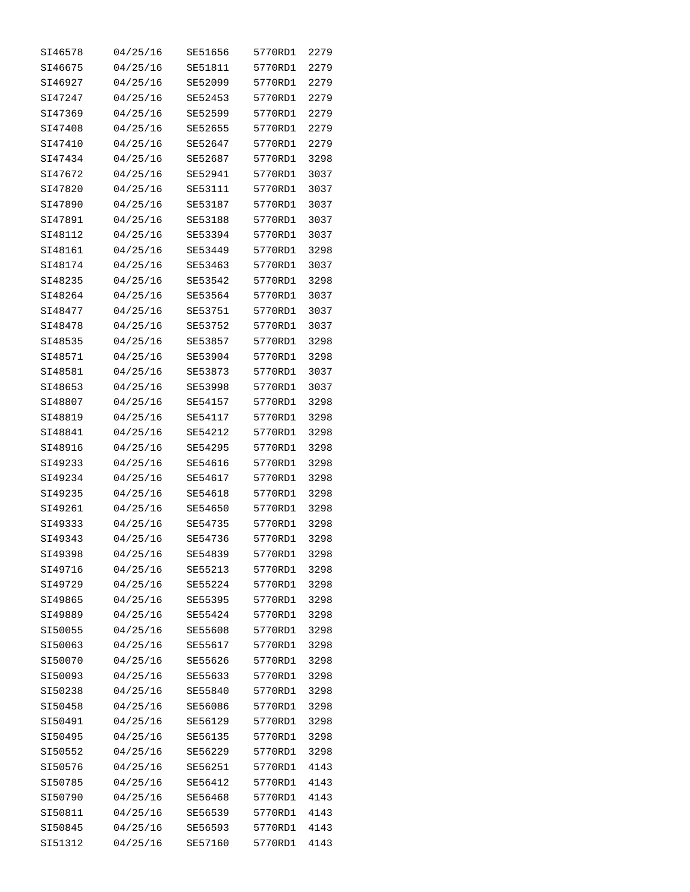| | | | | |
|---|---|---|---|---|
| SI46578 | 04/25/16 | SE51656 | 5770RD1 | 2279 |
| SI46675 | 04/25/16 | SE51811 | 5770RD1 | 2279 |
| SI46927 | 04/25/16 | SE52099 | 5770RD1 | 2279 |
| SI47247 | 04/25/16 | SE52453 | 5770RD1 | 2279 |
| SI47369 | 04/25/16 | SE52599 | 5770RD1 | 2279 |
| SI47408 | 04/25/16 | SE52655 | 5770RD1 | 2279 |
| SI47410 | 04/25/16 | SE52647 | 5770RD1 | 2279 |
| SI47434 | 04/25/16 | SE52687 | 5770RD1 | 3298 |
| SI47672 | 04/25/16 | SE52941 | 5770RD1 | 3037 |
| SI47820 | 04/25/16 | SE53111 | 5770RD1 | 3037 |
| SI47890 | 04/25/16 | SE53187 | 5770RD1 | 3037 |
| SI47891 | 04/25/16 | SE53188 | 5770RD1 | 3037 |
| SI48112 | 04/25/16 | SE53394 | 5770RD1 | 3037 |
| SI48161 | 04/25/16 | SE53449 | 5770RD1 | 3298 |
| SI48174 | 04/25/16 | SE53463 | 5770RD1 | 3037 |
| SI48235 | 04/25/16 | SE53542 | 5770RD1 | 3298 |
| SI48264 | 04/25/16 | SE53564 | 5770RD1 | 3037 |
| SI48477 | 04/25/16 | SE53751 | 5770RD1 | 3037 |
| SI48478 | 04/25/16 | SE53752 | 5770RD1 | 3037 |
| SI48535 | 04/25/16 | SE53857 | 5770RD1 | 3298 |
| SI48571 | 04/25/16 | SE53904 | 5770RD1 | 3298 |
| SI48581 | 04/25/16 | SE53873 | 5770RD1 | 3037 |
| SI48653 | 04/25/16 | SE53998 | 5770RD1 | 3037 |
| SI48807 | 04/25/16 | SE54157 | 5770RD1 | 3298 |
| SI48819 | 04/25/16 | SE54117 | 5770RD1 | 3298 |
| SI48841 | 04/25/16 | SE54212 | 5770RD1 | 3298 |
| SI48916 | 04/25/16 | SE54295 | 5770RD1 | 3298 |
| SI49233 | 04/25/16 | SE54616 | 5770RD1 | 3298 |
| SI49234 | 04/25/16 | SE54617 | 5770RD1 | 3298 |
| SI49235 | 04/25/16 | SE54618 | 5770RD1 | 3298 |
| SI49261 | 04/25/16 | SE54650 | 5770RD1 | 3298 |
| SI49333 | 04/25/16 | SE54735 | 5770RD1 | 3298 |
| SI49343 | 04/25/16 | SE54736 | 5770RD1 | 3298 |
| SI49398 | 04/25/16 | SE54839 | 5770RD1 | 3298 |
| SI49716 | 04/25/16 | SE55213 | 5770RD1 | 3298 |
| SI49729 | 04/25/16 | SE55224 | 5770RD1 | 3298 |
| SI49865 | 04/25/16 | SE55395 | 5770RD1 | 3298 |
| SI49889 | 04/25/16 | SE55424 | 5770RD1 | 3298 |
| SI50055 | 04/25/16 | SE55608 | 5770RD1 | 3298 |
| SI50063 | 04/25/16 | SE55617 | 5770RD1 | 3298 |
| SI50070 | 04/25/16 | SE55626 | 5770RD1 | 3298 |
| SI50093 | 04/25/16 | SE55633 | 5770RD1 | 3298 |
| SI50238 | 04/25/16 | SE55840 | 5770RD1 | 3298 |
| SI50458 | 04/25/16 | SE56086 | 5770RD1 | 3298 |
| SI50491 | 04/25/16 | SE56129 | 5770RD1 | 3298 |
| SI50495 | 04/25/16 | SE56135 | 5770RD1 | 3298 |
| SI50552 | 04/25/16 | SE56229 | 5770RD1 | 3298 |
| SI50576 | 04/25/16 | SE56251 | 5770RD1 | 4143 |
| SI50785 | 04/25/16 | SE56412 | 5770RD1 | 4143 |
| SI50790 | 04/25/16 | SE56468 | 5770RD1 | 4143 |
| SI50811 | 04/25/16 | SE56539 | 5770RD1 | 4143 |
| SI50845 | 04/25/16 | SE56593 | 5770RD1 | 4143 |
| SI51312 | 04/25/16 | SE57160 | 5770RD1 | 4143 |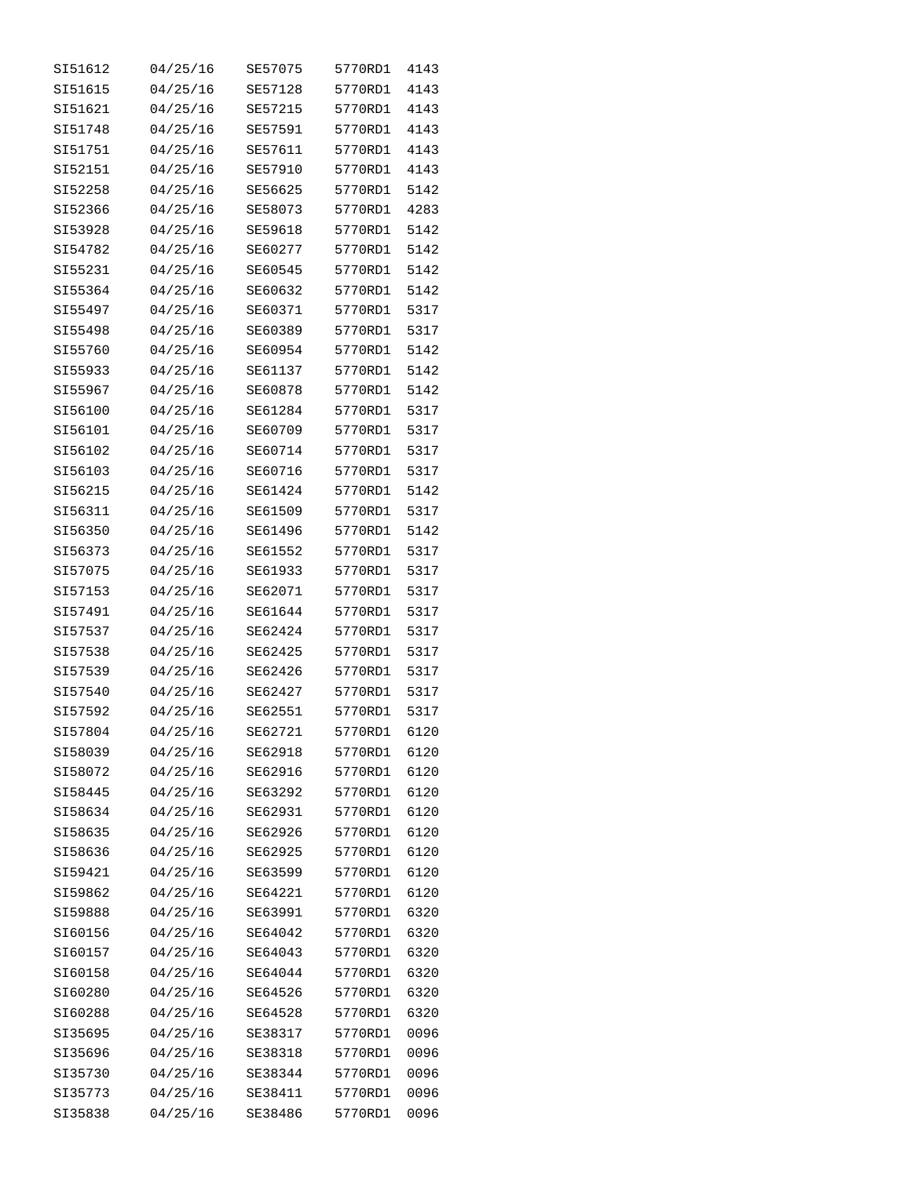| | | | | |
|---|---|---|---|---|
| SI51612 | 04/25/16 | SE57075 | 5770RD1 | 4143 |
| SI51615 | 04/25/16 | SE57128 | 5770RD1 | 4143 |
| SI51621 | 04/25/16 | SE57215 | 5770RD1 | 4143 |
| SI51748 | 04/25/16 | SE57591 | 5770RD1 | 4143 |
| SI51751 | 04/25/16 | SE57611 | 5770RD1 | 4143 |
| SI52151 | 04/25/16 | SE57910 | 5770RD1 | 4143 |
| SI52258 | 04/25/16 | SE56625 | 5770RD1 | 5142 |
| SI52366 | 04/25/16 | SE58073 | 5770RD1 | 4283 |
| SI53928 | 04/25/16 | SE59618 | 5770RD1 | 5142 |
| SI54782 | 04/25/16 | SE60277 | 5770RD1 | 5142 |
| SI55231 | 04/25/16 | SE60545 | 5770RD1 | 5142 |
| SI55364 | 04/25/16 | SE60632 | 5770RD1 | 5142 |
| SI55497 | 04/25/16 | SE60371 | 5770RD1 | 5317 |
| SI55498 | 04/25/16 | SE60389 | 5770RD1 | 5317 |
| SI55760 | 04/25/16 | SE60954 | 5770RD1 | 5142 |
| SI55933 | 04/25/16 | SE61137 | 5770RD1 | 5142 |
| SI55967 | 04/25/16 | SE60878 | 5770RD1 | 5142 |
| SI56100 | 04/25/16 | SE61284 | 5770RD1 | 5317 |
| SI56101 | 04/25/16 | SE60709 | 5770RD1 | 5317 |
| SI56102 | 04/25/16 | SE60714 | 5770RD1 | 5317 |
| SI56103 | 04/25/16 | SE60716 | 5770RD1 | 5317 |
| SI56215 | 04/25/16 | SE61424 | 5770RD1 | 5142 |
| SI56311 | 04/25/16 | SE61509 | 5770RD1 | 5317 |
| SI56350 | 04/25/16 | SE61496 | 5770RD1 | 5142 |
| SI56373 | 04/25/16 | SE61552 | 5770RD1 | 5317 |
| SI57075 | 04/25/16 | SE61933 | 5770RD1 | 5317 |
| SI57153 | 04/25/16 | SE62071 | 5770RD1 | 5317 |
| SI57491 | 04/25/16 | SE61644 | 5770RD1 | 5317 |
| SI57537 | 04/25/16 | SE62424 | 5770RD1 | 5317 |
| SI57538 | 04/25/16 | SE62425 | 5770RD1 | 5317 |
| SI57539 | 04/25/16 | SE62426 | 5770RD1 | 5317 |
| SI57540 | 04/25/16 | SE62427 | 5770RD1 | 5317 |
| SI57592 | 04/25/16 | SE62551 | 5770RD1 | 5317 |
| SI57804 | 04/25/16 | SE62721 | 5770RD1 | 6120 |
| SI58039 | 04/25/16 | SE62918 | 5770RD1 | 6120 |
| SI58072 | 04/25/16 | SE62916 | 5770RD1 | 6120 |
| SI58445 | 04/25/16 | SE63292 | 5770RD1 | 6120 |
| SI58634 | 04/25/16 | SE62931 | 5770RD1 | 6120 |
| SI58635 | 04/25/16 | SE62926 | 5770RD1 | 6120 |
| SI58636 | 04/25/16 | SE62925 | 5770RD1 | 6120 |
| SI59421 | 04/25/16 | SE63599 | 5770RD1 | 6120 |
| SI59862 | 04/25/16 | SE64221 | 5770RD1 | 6120 |
| SI59888 | 04/25/16 | SE63991 | 5770RD1 | 6320 |
| SI60156 | 04/25/16 | SE64042 | 5770RD1 | 6320 |
| SI60157 | 04/25/16 | SE64043 | 5770RD1 | 6320 |
| SI60158 | 04/25/16 | SE64044 | 5770RD1 | 6320 |
| SI60280 | 04/25/16 | SE64526 | 5770RD1 | 6320 |
| SI60288 | 04/25/16 | SE64528 | 5770RD1 | 6320 |
| SI35695 | 04/25/16 | SE38317 | 5770RD1 | 0096 |
| SI35696 | 04/25/16 | SE38318 | 5770RD1 | 0096 |
| SI35730 | 04/25/16 | SE38344 | 5770RD1 | 0096 |
| SI35773 | 04/25/16 | SE38411 | 5770RD1 | 0096 |
| SI35838 | 04/25/16 | SE38486 | 5770RD1 | 0096 |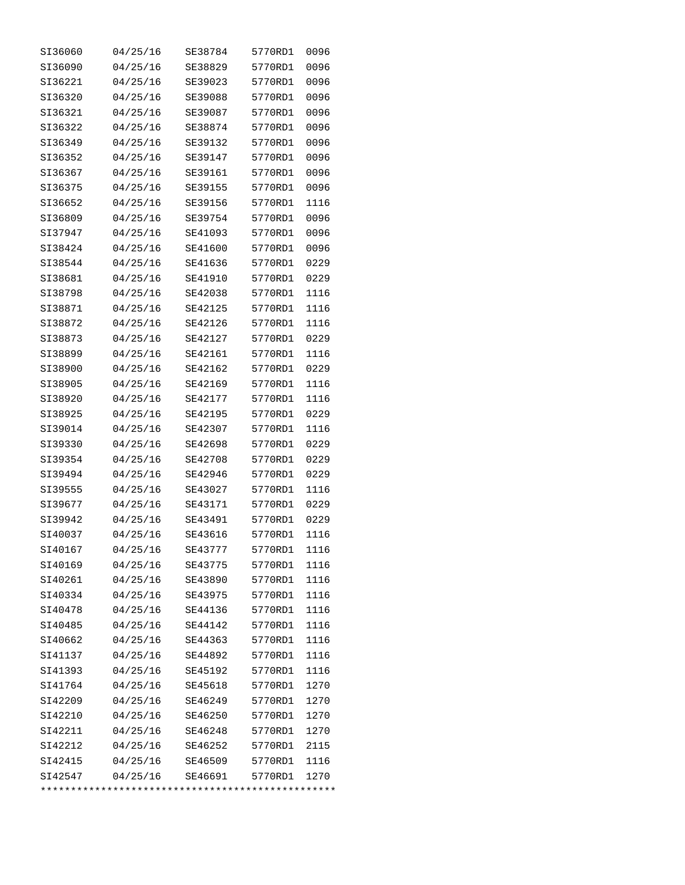| | | | | |
|---|---|---|---|---|
| SI36060 | 04/25/16 | SE38784 | 5770RD1 | 0096 |
| SI36090 | 04/25/16 | SE38829 | 5770RD1 | 0096 |
| SI36221 | 04/25/16 | SE39023 | 5770RD1 | 0096 |
| SI36320 | 04/25/16 | SE39088 | 5770RD1 | 0096 |
| SI36321 | 04/25/16 | SE39087 | 5770RD1 | 0096 |
| SI36322 | 04/25/16 | SE38874 | 5770RD1 | 0096 |
| SI36349 | 04/25/16 | SE39132 | 5770RD1 | 0096 |
| SI36352 | 04/25/16 | SE39147 | 5770RD1 | 0096 |
| SI36367 | 04/25/16 | SE39161 | 5770RD1 | 0096 |
| SI36375 | 04/25/16 | SE39155 | 5770RD1 | 0096 |
| SI36652 | 04/25/16 | SE39156 | 5770RD1 | 1116 |
| SI36809 | 04/25/16 | SE39754 | 5770RD1 | 0096 |
| SI37947 | 04/25/16 | SE41093 | 5770RD1 | 0096 |
| SI38424 | 04/25/16 | SE41600 | 5770RD1 | 0096 |
| SI38544 | 04/25/16 | SE41636 | 5770RD1 | 0229 |
| SI38681 | 04/25/16 | SE41910 | 5770RD1 | 0229 |
| SI38798 | 04/25/16 | SE42038 | 5770RD1 | 1116 |
| SI38871 | 04/25/16 | SE42125 | 5770RD1 | 1116 |
| SI38872 | 04/25/16 | SE42126 | 5770RD1 | 1116 |
| SI38873 | 04/25/16 | SE42127 | 5770RD1 | 0229 |
| SI38899 | 04/25/16 | SE42161 | 5770RD1 | 1116 |
| SI38900 | 04/25/16 | SE42162 | 5770RD1 | 0229 |
| SI38905 | 04/25/16 | SE42169 | 5770RD1 | 1116 |
| SI38920 | 04/25/16 | SE42177 | 5770RD1 | 1116 |
| SI38925 | 04/25/16 | SE42195 | 5770RD1 | 0229 |
| SI39014 | 04/25/16 | SE42307 | 5770RD1 | 1116 |
| SI39330 | 04/25/16 | SE42698 | 5770RD1 | 0229 |
| SI39354 | 04/25/16 | SE42708 | 5770RD1 | 0229 |
| SI39494 | 04/25/16 | SE42946 | 5770RD1 | 0229 |
| SI39555 | 04/25/16 | SE43027 | 5770RD1 | 1116 |
| SI39677 | 04/25/16 | SE43171 | 5770RD1 | 0229 |
| SI39942 | 04/25/16 | SE43491 | 5770RD1 | 0229 |
| SI40037 | 04/25/16 | SE43616 | 5770RD1 | 1116 |
| SI40167 | 04/25/16 | SE43777 | 5770RD1 | 1116 |
| SI40169 | 04/25/16 | SE43775 | 5770RD1 | 1116 |
| SI40261 | 04/25/16 | SE43890 | 5770RD1 | 1116 |
| SI40334 | 04/25/16 | SE43975 | 5770RD1 | 1116 |
| SI40478 | 04/25/16 | SE44136 | 5770RD1 | 1116 |
| SI40485 | 04/25/16 | SE44142 | 5770RD1 | 1116 |
| SI40662 | 04/25/16 | SE44363 | 5770RD1 | 1116 |
| SI41137 | 04/25/16 | SE44892 | 5770RD1 | 1116 |
| SI41393 | 04/25/16 | SE45192 | 5770RD1 | 1116 |
| SI41764 | 04/25/16 | SE45618 | 5770RD1 | 1270 |
| SI42209 | 04/25/16 | SE46249 | 5770RD1 | 1270 |
| SI42210 | 04/25/16 | SE46250 | 5770RD1 | 1270 |
| SI42211 | 04/25/16 | SE46248 | 5770RD1 | 1270 |
| SI42212 | 04/25/16 | SE46252 | 5770RD1 | 2115 |
| SI42415 | 04/25/16 | SE46509 | 5770RD1 | 1116 |
| SI42547 | 04/25/16 | SE46691 | 5770RD1 | 1270 |

*************************************************